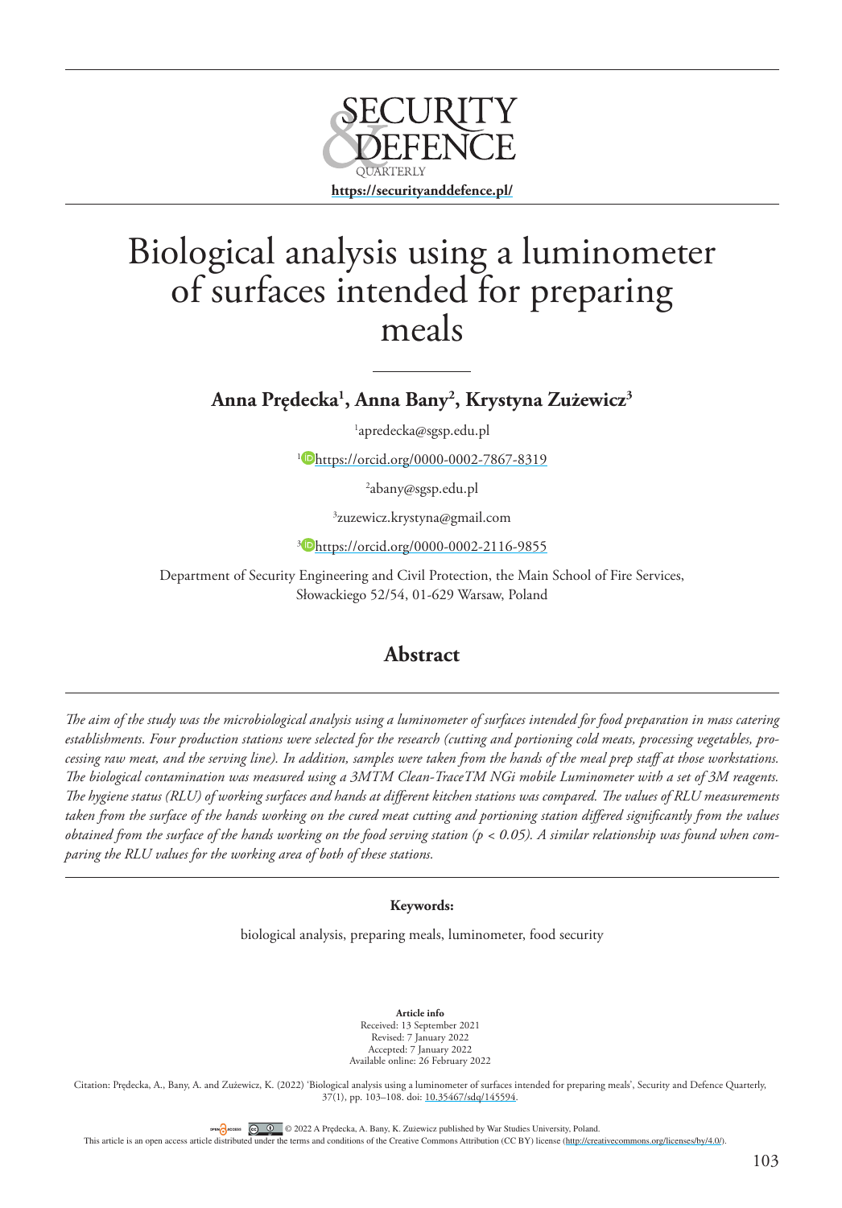# Biological analysis using a luminometer of surfaces intended for preparing meals

**Anna Prędecka[1], Anna Bany[2], Krystyna Zużewicz[3]**

[1]apredecka@sgsp.edu.pl

[1]https://orcid.org/0000-0002-7867-8319

[2]abany@sgsp.edu.pl

[3]zuzewicz.krystyna@gmail.com

[3]https://orcid.org/0000-0002-2116-9855

Department of Security Engineering and Civil Protection, the Main School of Fire Services, Słowackiego 52/54, 01-629 Warsaw, Poland

## Abstract

*The aim of the study was the microbiological analysis using a luminometer of surfaces intended for food preparation in mass catering establishments. Four production stations were selected for the research (cutting and portioning cold meats, processing vegetables, processing raw meat, and the serving line). In addition, samples were taken from the hands of the meal prep staff at those workstations. The biological contamination was measured using a 3MTM Clean-TraceTM NGi mobile Luminometer with a set of 3M reagents. The hygiene status (RLU) of working surfaces and hands at different kitchen stations was compared. The values of RLU measurements taken from the surface of the hands working on the cured meat cutting and portioning station differed significantly from the values obtained from the surface of the hands working on the food serving station ($p < 0.05$). A similar relationship was found when comparing the RLU values for the working area of both of these stations.*

**Keywords:**

biological analysis, preparing meals, luminometer, food security

**Article info**
Received: 13 September 2021
Revised: 7 January 2022
Accepted: 7 January 2022
Available online: 26 February 2022

Citation: Prędecka, A., Bany, A. and Zużewicz, K. (2022) 'Biological analysis using a luminometer of surfaces intended for preparing meals', Security and Defence Quarterly, 37(1), pp. 103–108. doi: 10.35467/sdq/145594.

© 2022 A Prędecka, A. Bany, K. Zużewicz published by War Studies University, Poland.
This article is an open access article distributed under the terms and conditions of the Creative Commons Attribution (CC BY) license (http://creativecommons.org/licenses/by/4.0/).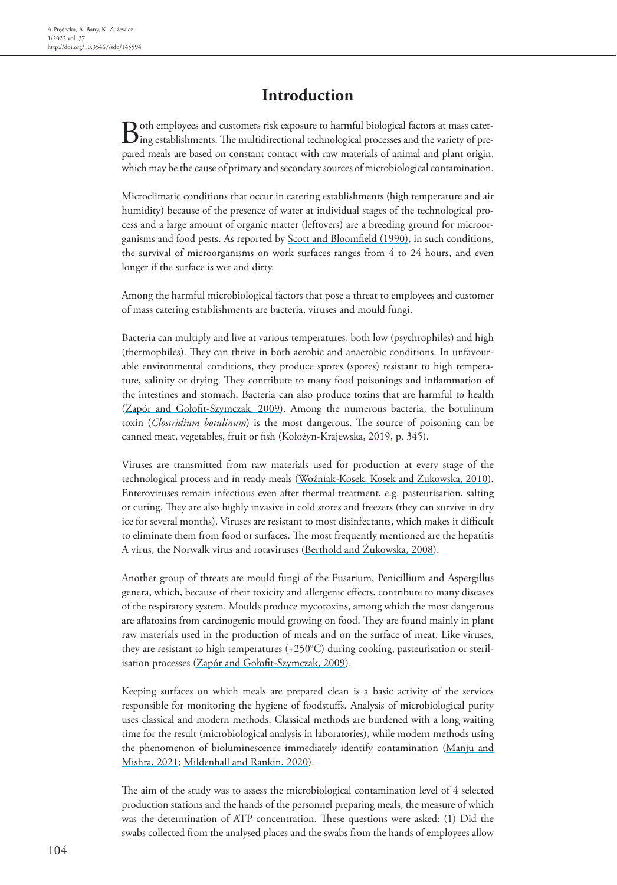# Introduction

Both employees and customers risk exposure to harmful biological factors at mass catering establishments. The multidirectional technological processes and the variety of prepared meals are based on constant contact with raw materials of animal and plant origin, which may be the cause of primary and secondary sources of microbiological contamination.

Microclimatic conditions that occur in catering establishments (high temperature and air humidity) because of the presence of water at individual stages of the technological process and a large amount of organic matter (leftovers) are a breeding ground for microorganisms and food pests. As reported by Scott and Bloomfield (1990), in such conditions, the survival of microorganisms on work surfaces ranges from 4 to 24 hours, and even longer if the surface is wet and dirty.

Among the harmful microbiological factors that pose a threat to employees and customer of mass catering establishments are bacteria, viruses and mould fungi.

Bacteria can multiply and live at various temperatures, both low (psychrophiles) and high (thermophiles). They can thrive in both aerobic and anaerobic conditions. In unfavourable environmental conditions, they produce spores (spores) resistant to high temperature, salinity or drying. They contribute to many food poisonings and inflammation of the intestines and stomach. Bacteria can also produce toxins that are harmful to health (Zapór and Gołofit-Szymczak, 2009). Among the numerous bacteria, the botulinum toxin (*Clostridium botulinum*) is the most dangerous. The source of poisoning can be canned meat, vegetables, fruit or fish (Kołożyn-Krajewska, 2019, p. 345).

Viruses are transmitted from raw materials used for production at every stage of the technological process and in ready meals (Woźniak-Kosek, Kosek and Żukowska, 2010). Enteroviruses remain infectious even after thermal treatment, e.g. pasteurisation, salting or curing. They are also highly invasive in cold stores and freezers (they can survive in dry ice for several months). Viruses are resistant to most disinfectants, which makes it difficult to eliminate them from food or surfaces. The most frequently mentioned are the hepatitis A virus, the Norwalk virus and rotaviruses (Berthold and Żukowska, 2008).

Another group of threats are mould fungi of the Fusarium, Penicillium and Aspergillus genera, which, because of their toxicity and allergenic effects, contribute to many diseases of the respiratory system. Moulds produce mycotoxins, among which the most dangerous are aflatoxins from carcinogenic mould growing on food. They are found mainly in plant raw materials used in the production of meals and on the surface of meat. Like viruses, they are resistant to high temperatures (+250°C) during cooking, pasteurisation or sterilisation processes (Zapór and Gołofit-Szymczak, 2009).

Keeping surfaces on which meals are prepared clean is a basic activity of the services responsible for monitoring the hygiene of foodstuffs. Analysis of microbiological purity uses classical and modern methods. Classical methods are burdened with a long waiting time for the result (microbiological analysis in laboratories), while modern methods using the phenomenon of bioluminescence immediately identify contamination (Manju and Mishra, 2021; Mildenhall and Rankin, 2020).

The aim of the study was to assess the microbiological contamination level of 4 selected production stations and the hands of the personnel preparing meals, the measure of which was the determination of ATP concentration. These questions were asked: (1) Did the swabs collected from the analysed places and the swabs from the hands of employees allow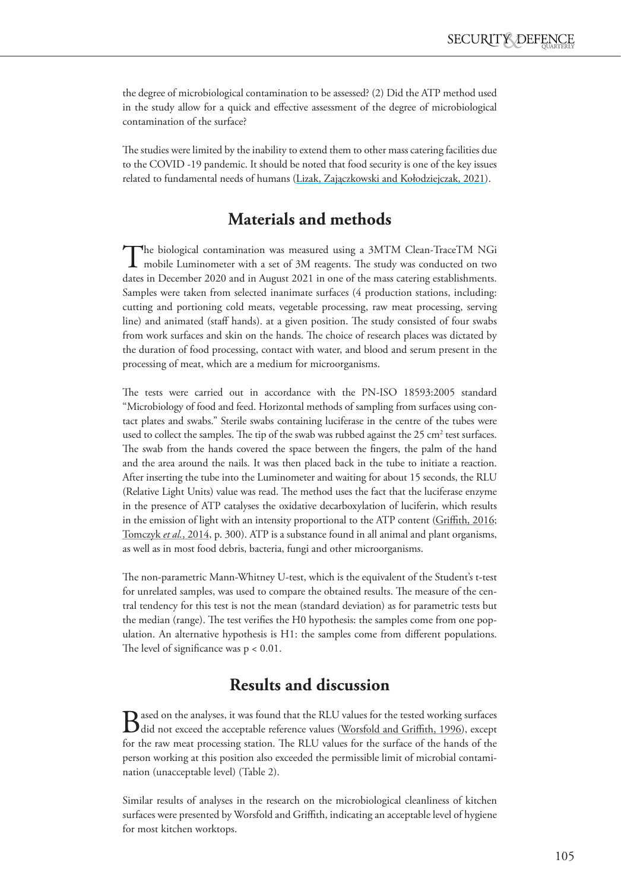the degree of microbiological contamination to be assessed? (2) Did the ATP method used in the study allow for a quick and effective assessment of the degree of microbiological contamination of the surface?

The studies were limited by the inability to extend them to other mass catering facilities due to the COVID -19 pandemic. It should be noted that food security is one of the key issues related to fundamental needs of humans (Lizak, Zajączkowski and Kołodziejczak, 2021).

## Materials and methods

The biological contamination was measured using a 3MTM Clean-TraceTM NGi mobile Luminometer with a set of 3M reagents. The study was conducted on two dates in December 2020 and in August 2021 in one of the mass catering establishments. Samples were taken from selected inanimate surfaces (4 production stations, including: cutting and portioning cold meats, vegetable processing, raw meat processing, serving line) and animated (staff hands). at a given position. The study consisted of four swabs from work surfaces and skin on the hands. The choice of research places was dictated by the duration of food processing, contact with water, and blood and serum present in the processing of meat, which are a medium for microorganisms.

The tests were carried out in accordance with the PN-ISO 18593:2005 standard "Microbiology of food and feed. Horizontal methods of sampling from surfaces using contact plates and swabs." Sterile swabs containing luciferase in the centre of the tubes were used to collect the samples. The tip of the swab was rubbed against the 25 $cm^2$ test surfaces. The swab from the hands covered the space between the fingers, the palm of the hand and the area around the nails. It was then placed back in the tube to initiate a reaction. After inserting the tube into the Luminometer and waiting for about 15 seconds, the RLU (Relative Light Units) value was read. The method uses the fact that the luciferase enzyme in the presence of ATP catalyses the oxidative decarboxylation of luciferin, which results in the emission of light with an intensity proportional to the ATP content (Griffith, 2016; Tomczyk *et al.*, 2014, p. 300). ATP is a substance found in all animal and plant organisms, as well as in most food debris, bacteria, fungi and other microorganisms.

The non-parametric Mann-Whitney U-test, which is the equivalent of the Student's t-test for unrelated samples, was used to compare the obtained results. The measure of the central tendency for this test is not the mean (standard deviation) as for parametric tests but the median (range). The test verifies the H0 hypothesis: the samples come from one population. An alternative hypothesis is H1: the samples come from different populations. The level of significance was $p < 0.01$.

## Results and discussion

Based on the analyses, it was found that the RLU values for the tested working surfaces did not exceed the acceptable reference values (Worsfold and Griffith, 1996), except for the raw meat processing station. The RLU values for the surface of the hands of the person working at this position also exceeded the permissible limit of microbial contamination (unacceptable level) (Table 2).

Similar results of analyses in the research on the microbiological cleanliness of kitchen surfaces were presented by Worsfold and Griffith, indicating an acceptable level of hygiene for most kitchen worktops.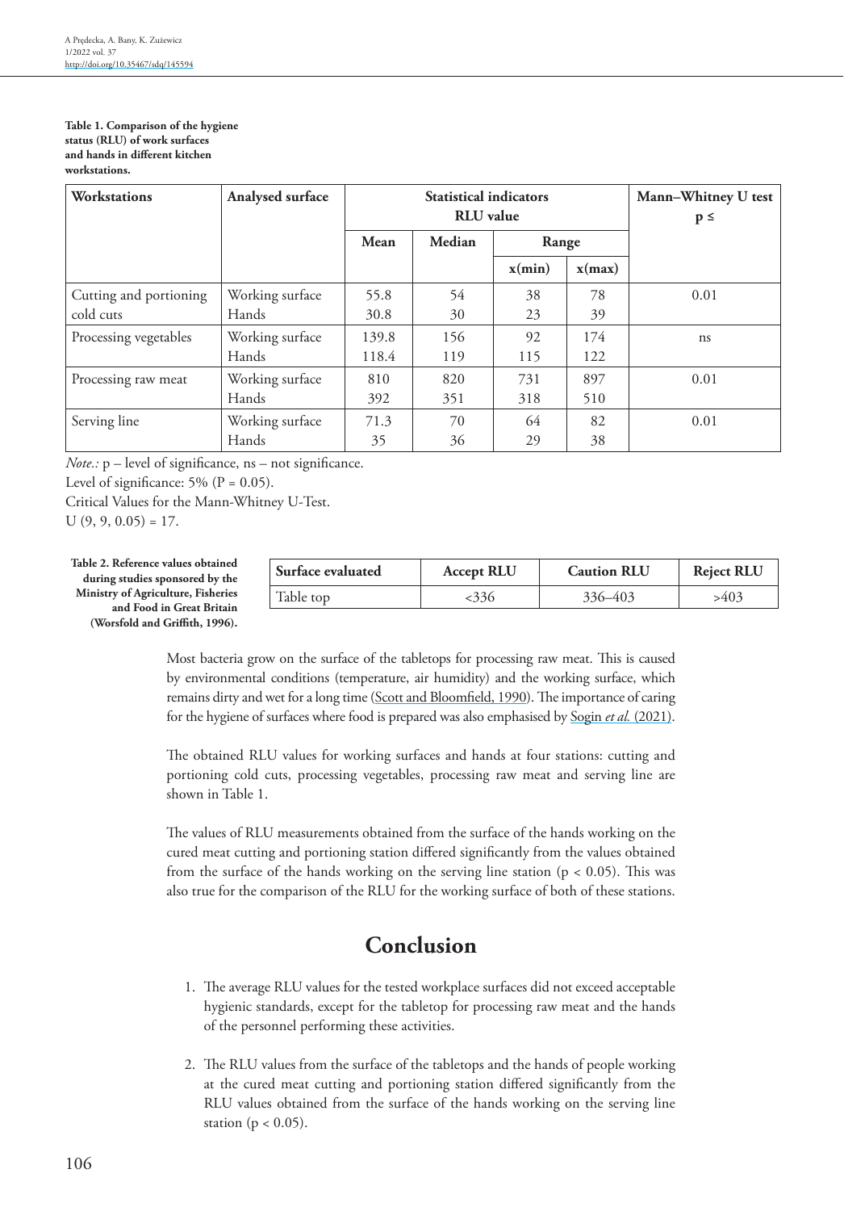**Table 1. Comparison of the hygiene status (RLU) of work surfaces and hands in different kitchen workstations.**

| Workstations | Analysed surface | Statistical indicators RLU value | | | | Mann–Whitney U test $p \leq$ |
|---|---|---|---|---|---|---|
| | | Mean | Median | Range | | |
| | | | | x(min) | x(max) | |
| Cutting and portioning cold cuts | Working surface | 55.8 | 54 | 38 | 78 | 0.01 |
| | Hands | 30.8 | 30 | 23 | 39 | |
| Processing vegetables | Working surface | 139.8 | 156 | 92 | 174 | ns |
| | Hands | 118.4 | 119 | 115 | 122 | |
| Processing raw meat | Working surface | 810 | 820 | 731 | 897 | 0.01 |
| | Hands | 392 | 351 | 318 | 510 | |
| Serving line | Working surface | 71.3 | 70 | 64 | 82 | 0.01 |
| | Hands | 35 | 36 | 29 | 38 | |

*Note.:* p – level of significance, ns – not significance.
Level of significance: 5% (P = 0.05).
Critical Values for the Mann-Whitney U-Test.
U (9, 9, 0.05) = 17.

**Table 2. Reference values obtained during studies sponsored by the Ministry of Agriculture, Fisheries and Food in Great Britain (Worsfold and Griffith, 1996).**

| Surface evaluated | Accept RLU | Caution RLU | Reject RLU |
|---|---|---|---|
| Table top | <336 | 336–403 | >403 |

Most bacteria grow on the surface of the tabletops for processing raw meat. This is caused by environmental conditions (temperature, air humidity) and the working surface, which remains dirty and wet for a long time (Scott and Bloomfield, 1990). The importance of caring for the hygiene of surfaces where food is prepared was also emphasised by Sogin *et al.* (2021).

The obtained RLU values for working surfaces and hands at four stations: cutting and portioning cold cuts, processing vegetables, processing raw meat and serving line are shown in Table 1.

The values of RLU measurements obtained from the surface of the hands working on the cured meat cutting and portioning station differed significantly from the values obtained from the surface of the hands working on the serving line station ($p < 0.05$). This was also true for the comparison of the RLU for the working surface of both of these stations.

## Conclusion

1. The average RLU values for the tested workplace surfaces did not exceed acceptable hygienic standards, except for the tabletop for processing raw meat and the hands of the personnel performing these activities.
2. The RLU values from the surface of the tabletops and the hands of people working at the cured meat cutting and portioning station differed significantly from the RLU values obtained from the surface of the hands working on the serving line station ($p < 0.05$).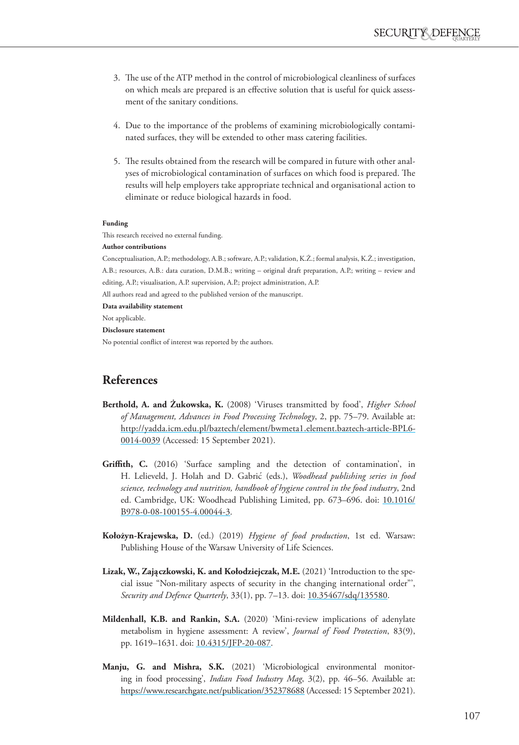3. The use of the ATP method in the control of microbiological cleanliness of surfaces on which meals are prepared is an effective solution that is useful for quick assessment of the sanitary conditions.

4. Due to the importance of the problems of examining microbiologically contaminated surfaces, they will be extended to other mass catering facilities.

5. The results obtained from the research will be compared in future with other analyses of microbiological contamination of surfaces on which food is prepared. The results will help employers take appropriate technical and organisational action to eliminate or reduce biological hazards in food.

**Funding**

This research received no external funding.

**Author contributions**

Conceptualisation, A.P.; methodology, A.B.; software, A.P.; validation, K.Ż.; formal analysis, K.Ż.; investigation, A.B.; resources, A.B.: data curation, D.M.B.; writing – original draft preparation, A.P.; writing – review and editing, A.P.; visualisation, A.P. supervision, A.P.; project administration, A.P.

All authors read and agreed to the published version of the manuscript.

**Data availability statement**

Not applicable.

**Disclosure statement**

No potential conflict of interest was reported by the authors.

## References

**Berthold, A. and Żukowska, K.** (2008) 'Viruses transmitted by food', *Higher School of Management, Advances in Food Processing Technology*, 2, pp. 75–79. Available at: http://yadda.icm.edu.pl/baztech/element/bwmeta1.element.baztech-article-BPL6-0014-0039 (Accessed: 15 September 2021).

**Griffith, C.** (2016) 'Surface sampling and the detection of contamination', in H. Lelieveld, J. Holah and D. Gabrić (eds.), *Woodhead publishing series in food science, technology and nutrition, handbook of hygiene control in the food industry*, 2nd ed. Cambridge, UK: Woodhead Publishing Limited, pp. 673–696. doi: 10.1016/B978-0-08-100155-4.00044-3.

**Kołożyn-Krajewska, D.** (ed.) (2019) *Hygiene of food production*, 1st ed. Warsaw: Publishing House of the Warsaw University of Life Sciences.

**Lizak, W., Zajączkowski, K. and Kołodziejczak, M.E.** (2021) 'Introduction to the special issue "Non-military aspects of security in the changing international order"', *Security and Defence Quarterly*, 33(1), pp. 7–13. doi: 10.35467/sdq/135580.

**Mildenhall, K.B. and Rankin, S.A.** (2020) 'Mini-review implications of adenylate metabolism in hygiene assessment: A review', *Journal of Food Protection*, 83(9), pp. 1619–1631. doi: 10.4315/JFP-20-087.

**Manju, G. and Mishra, S.K.** (2021) 'Microbiological environmental monitoring in food processing', *Indian Food Industry Mag*, 3(2), pp. 46–56. Available at: https://www.researchgate.net/publication/352378688 (Accessed: 15 September 2021).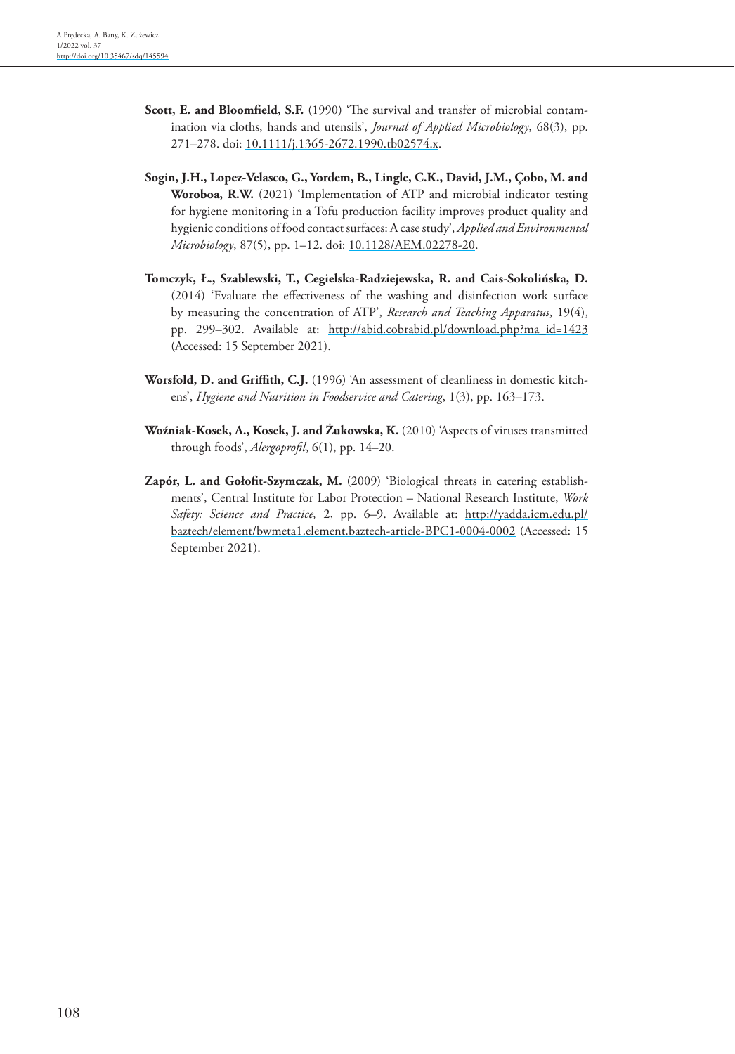**Scott, E. and Bloomfield, S.F.** (1990) 'The survival and transfer of microbial contamination via cloths, hands and utensils', *Journal of Applied Microbiology*, 68(3), pp. 271–278. doi: 10.1111/j.1365-2672.1990.tb02574.x.

**Sogin, J.H., Lopez-Velasco, G., Yordem, B., Lingle, C.K., David, J.M., Çobo, M. and Woroboa, R.W.** (2021) 'Implementation of ATP and microbial indicator testing for hygiene monitoring in a Tofu production facility improves product quality and hygienic conditions of food contact surfaces: A case study', *Applied and Environmental Microbiology*, 87(5), pp. 1–12. doi: 10.1128/AEM.02278-20.

**Tomczyk, Ł., Szablewski, T., Cegielska-Radziejewska, R. and Cais-Sokolińska, D.** (2014) 'Evaluate the effectiveness of the washing and disinfection work surface by measuring the concentration of ATP', *Research and Teaching Apparatus*, 19(4), pp. 299–302. Available at: http://abid.cobrabid.pl/download.php?ma_id=1423 (Accessed: 15 September 2021).

**Worsfold, D. and Griffith, C.J.** (1996) 'An assessment of cleanliness in domestic kitchens', *Hygiene and Nutrition in Foodservice and Catering*, 1(3), pp. 163–173.

**Woźniak-Kosek, A., Kosek, J. and Żukowska, K.** (2010) 'Aspects of viruses transmitted through foods', *Alergoprofil*, 6(1), pp. 14–20.

**Zapór, L. and Gołofit-Szymczak, M.** (2009) 'Biological threats in catering establishments', Central Institute for Labor Protection – National Research Institute, *Work Safety: Science and Practice,* 2, pp. 6–9. Available at: http://yadda.icm.edu.pl/baztech/element/bwmeta1.element.baztech-article-BPC1-0004-0002 (Accessed: 15 September 2021).